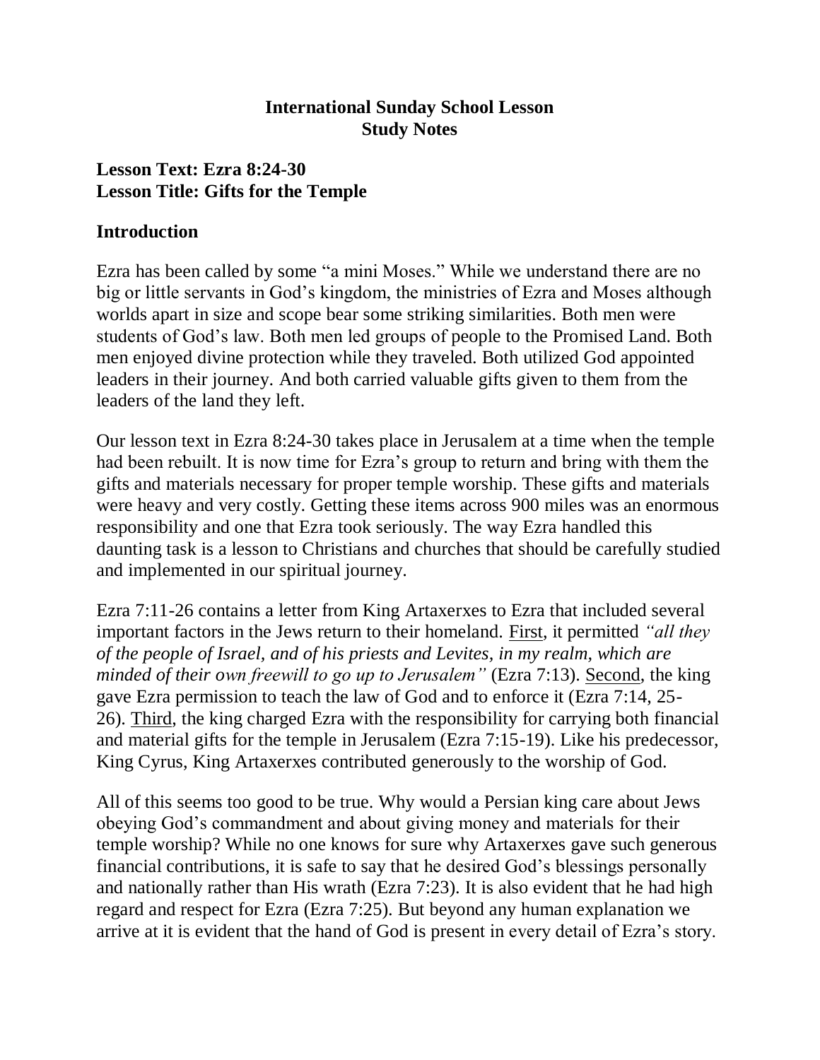**International Sunday School Lesson**
**Study Notes**

## Lesson Text: Ezra 8:24-30
## Lesson Title: Gifts for the Temple

### Introduction

Ezra has been called by some "a mini Moses." While we understand there are no big or little servants in God's kingdom, the ministries of Ezra and Moses although worlds apart in size and scope bear some striking similarities. Both men were students of God's law. Both men led groups of people to the Promised Land. Both men enjoyed divine protection while they traveled. Both utilized God appointed leaders in their journey. And both carried valuable gifts given to them from the leaders of the land they left.

Our lesson text in Ezra 8:24-30 takes place in Jerusalem at a time when the temple had been rebuilt. It is now time for Ezra's group to return and bring with them the gifts and materials necessary for proper temple worship. These gifts and materials were heavy and very costly. Getting these items across 900 miles was an enormous responsibility and one that Ezra took seriously. The way Ezra handled this daunting task is a lesson to Christians and churches that should be carefully studied and implemented in our spiritual journey.

Ezra 7:11-26 contains a letter from King Artaxerxes to Ezra that included several important factors in the Jews return to their homeland. <u>First</u>, it permitted *"all they of the people of Israel, and of his priests and Levites, in my realm, which are minded of their own freewill to go up to Jerusalem"* (Ezra 7:13). <u>Second</u>, the king gave Ezra permission to teach the law of God and to enforce it (Ezra 7:14, 25-26). <u>Third</u>, the king charged Ezra with the responsibility for carrying both financial and material gifts for the temple in Jerusalem (Ezra 7:15-19). Like his predecessor, King Cyrus, King Artaxerxes contributed generously to the worship of God.

All of this seems too good to be true. Why would a Persian king care about Jews obeying God's commandment and about giving money and materials for their temple worship? While no one knows for sure why Artaxerxes gave such generous financial contributions, it is safe to say that he desired God's blessings personally and nationally rather than His wrath (Ezra 7:23). It is also evident that he had high regard and respect for Ezra (Ezra 7:25). But beyond any human explanation we arrive at it is evident that the hand of God is present in every detail of Ezra's story.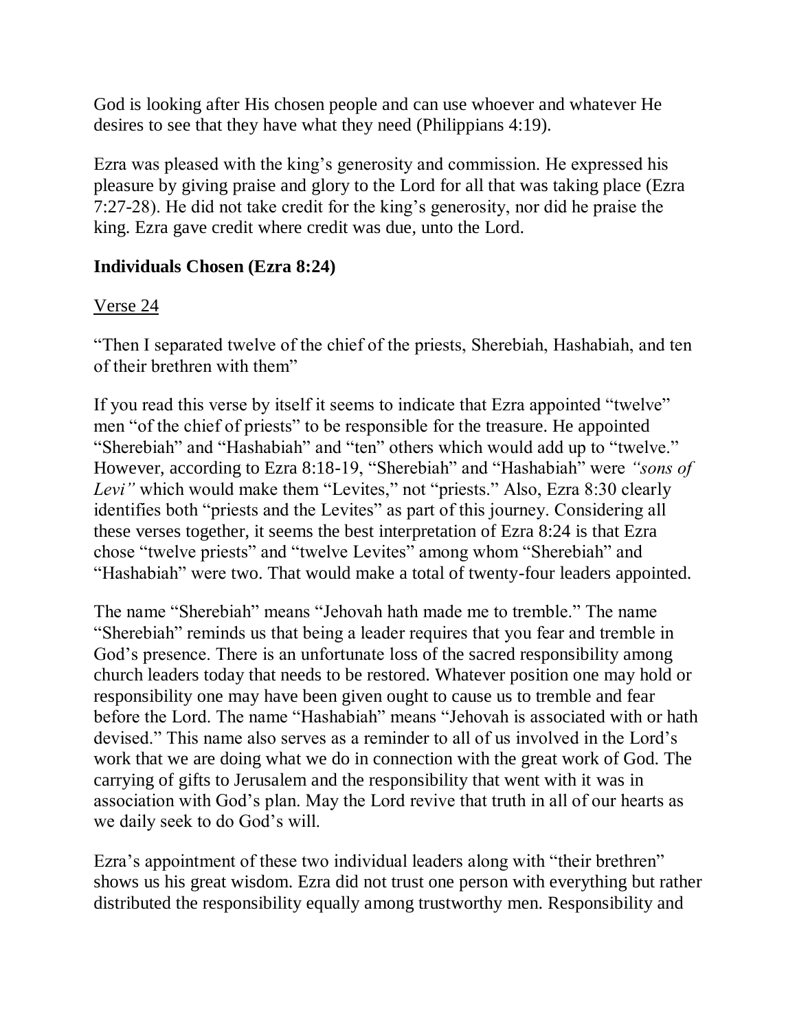God is looking after His chosen people and can use whoever and whatever He desires to see that they have what they need (Philippians 4:19).

Ezra was pleased with the king's generosity and commission. He expressed his pleasure by giving praise and glory to the Lord for all that was taking place (Ezra 7:27-28). He did not take credit for the king's generosity, nor did he praise the king. Ezra gave credit where credit was due, unto the Lord.

**Individuals Chosen (Ezra 8:24)**

<u>Verse 24</u>

"Then I separated twelve of the chief of the priests, Sherebiah, Hashabiah, and ten of their brethren with them"

If you read this verse by itself it seems to indicate that Ezra appointed "twelve" men "of the chief of priests" to be responsible for the treasure. He appointed "Sherebiah" and "Hashabiah" and "ten" others which would add up to "twelve." However, according to Ezra 8:18-19, "Sherebiah" and "Hashabiah" were *"sons of Levi"* which would make them "Levites," not "priests." Also, Ezra 8:30 clearly identifies both "priests and the Levites" as part of this journey. Considering all these verses together, it seems the best interpretation of Ezra 8:24 is that Ezra chose "twelve priests" and "twelve Levites" among whom "Sherebiah" and "Hashabiah" were two. That would make a total of twenty-four leaders appointed.

The name "Sherebiah" means "Jehovah hath made me to tremble." The name "Sherebiah" reminds us that being a leader requires that you fear and tremble in God's presence. There is an unfortunate loss of the sacred responsibility among church leaders today that needs to be restored. Whatever position one may hold or responsibility one may have been given ought to cause us to tremble and fear before the Lord. The name "Hashabiah" means "Jehovah is associated with or hath devised." This name also serves as a reminder to all of us involved in the Lord's work that we are doing what we do in connection with the great work of God. The carrying of gifts to Jerusalem and the responsibility that went with it was in association with God's plan. May the Lord revive that truth in all of our hearts as we daily seek to do God's will.

Ezra's appointment of these two individual leaders along with "their brethren" shows us his great wisdom. Ezra did not trust one person with everything but rather distributed the responsibility equally among trustworthy men. Responsibility and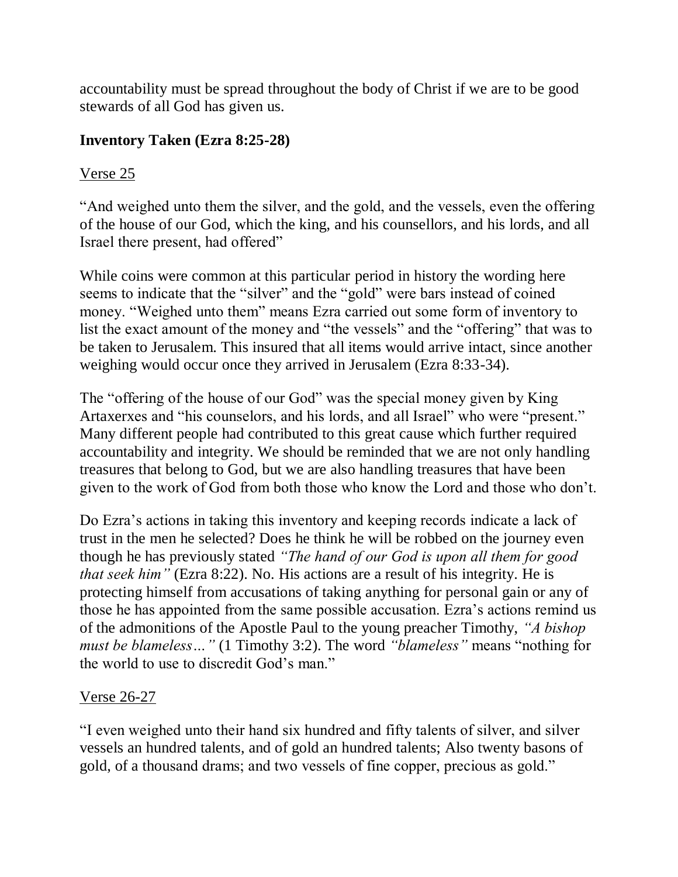accountability must be spread throughout the body of Christ if we are to be good stewards of all God has given us.

**Inventory Taken (Ezra 8:25-28)**

<u>Verse 25</u>

"And weighed unto them the silver, and the gold, and the vessels, even the offering of the house of our God, which the king, and his counsellors, and his lords, and all Israel there present, had offered"

While coins were common at this particular period in history the wording here seems to indicate that the "silver" and the "gold" were bars instead of coined money. "Weighed unto them" means Ezra carried out some form of inventory to list the exact amount of the money and "the vessels" and the "offering" that was to be taken to Jerusalem. This insured that all items would arrive intact, since another weighing would occur once they arrived in Jerusalem (Ezra 8:33-34).

The "offering of the house of our God" was the special money given by King Artaxerxes and "his counselors, and his lords, and all Israel" who were "present." Many different people had contributed to this great cause which further required accountability and integrity. We should be reminded that we are not only handling treasures that belong to God, but we are also handling treasures that have been given to the work of God from both those who know the Lord and those who don't.

Do Ezra's actions in taking this inventory and keeping records indicate a lack of trust in the men he selected? Does he think he will be robbed on the journey even though he has previously stated *"The hand of our God is upon all them for good that seek him"* (Ezra 8:22). No. His actions are a result of his integrity. He is protecting himself from accusations of taking anything for personal gain or any of those he has appointed from the same possible accusation. Ezra's actions remind us of the admonitions of the Apostle Paul to the young preacher Timothy, *"A bishop must be blameless…"* (1 Timothy 3:2). The word *"blameless"* means "nothing for the world to use to discredit God's man."

<u>Verse 26-27</u>

"I even weighed unto their hand six hundred and fifty talents of silver, and silver vessels an hundred talents, and of gold an hundred talents; Also twenty basons of gold, of a thousand drams; and two vessels of fine copper, precious as gold."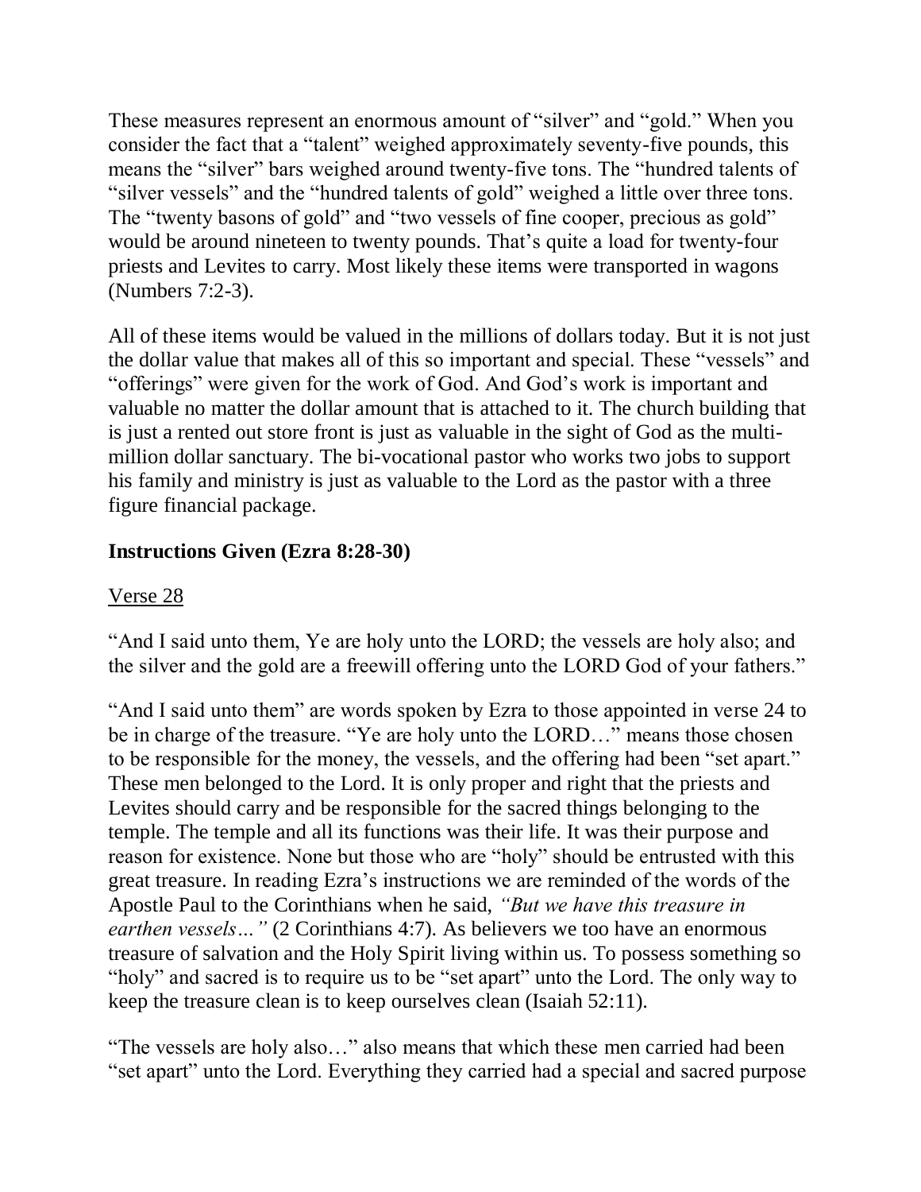These measures represent an enormous amount of "silver" and "gold." When you consider the fact that a "talent" weighed approximately seventy-five pounds, this means the "silver" bars weighed around twenty-five tons. The "hundred talents of "silver vessels" and the "hundred talents of gold" weighed a little over three tons. The "twenty basons of gold" and "two vessels of fine cooper, precious as gold" would be around nineteen to twenty pounds. That's quite a load for twenty-four priests and Levites to carry. Most likely these items were transported in wagons (Numbers 7:2-3).

All of these items would be valued in the millions of dollars today. But it is not just the dollar value that makes all of this so important and special. These "vessels" and "offerings" were given for the work of God. And God's work is important and valuable no matter the dollar amount that is attached to it. The church building that is just a rented out store front is just as valuable in the sight of God as the multi-million dollar sanctuary. The bi-vocational pastor who works two jobs to support his family and ministry is just as valuable to the Lord as the pastor with a three figure financial package.

### **Instructions Given (Ezra 8:28-30)**

<u>Verse 28</u>

"And I said unto them, Ye are holy unto the LORD; the vessels are holy also; and the silver and the gold are a freewill offering unto the LORD God of your fathers."

"And I said unto them" are words spoken by Ezra to those appointed in verse 24 to be in charge of the treasure. "Ye are holy unto the LORD…" means those chosen to be responsible for the money, the vessels, and the offering had been "set apart." These men belonged to the Lord. It is only proper and right that the priests and Levites should carry and be responsible for the sacred things belonging to the temple. The temple and all its functions was their life. It was their purpose and reason for existence. None but those who are "holy" should be entrusted with this great treasure. In reading Ezra's instructions we are reminded of the words of the Apostle Paul to the Corinthians when he said, *"But we have this treasure in earthen vessels…"* (2 Corinthians 4:7). As believers we too have an enormous treasure of salvation and the Holy Spirit living within us. To possess something so "holy" and sacred is to require us to be "set apart" unto the Lord. The only way to keep the treasure clean is to keep ourselves clean (Isaiah 52:11).

"The vessels are holy also…" also means that which these men carried had been "set apart" unto the Lord. Everything they carried had a special and sacred purpose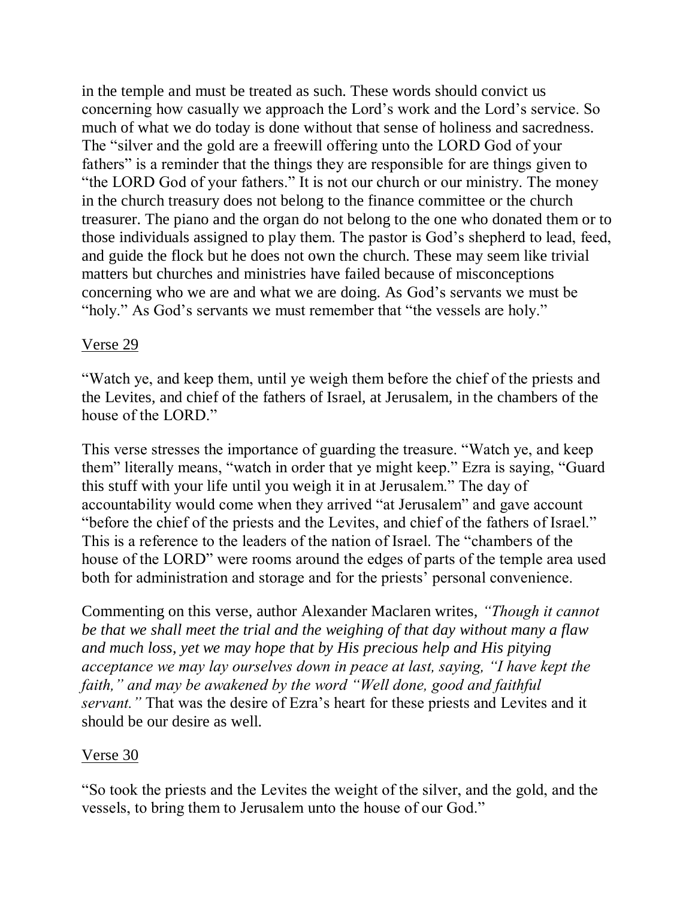in the temple and must be treated as such. These words should convict us concerning how casually we approach the Lord's work and the Lord's service. So much of what we do today is done without that sense of holiness and sacredness. The "silver and the gold are a freewill offering unto the LORD God of your fathers" is a reminder that the things they are responsible for are things given to "the LORD God of your fathers." It is not our church or our ministry. The money in the church treasury does not belong to the finance committee or the church treasurer. The piano and the organ do not belong to the one who donated them or to those individuals assigned to play them. The pastor is God's shepherd to lead, feed, and guide the flock but he does not own the church. These may seem like trivial matters but churches and ministries have failed because of misconceptions concerning who we are and what we are doing. As God's servants we must be "holy." As God's servants we must remember that "the vessels are holy."

<u>Verse 29</u>

"Watch ye, and keep them, until ye weigh them before the chief of the priests and the Levites, and chief of the fathers of Israel, at Jerusalem, in the chambers of the house of the LORD."

This verse stresses the importance of guarding the treasure. "Watch ye, and keep them" literally means, "watch in order that ye might keep." Ezra is saying, "Guard this stuff with your life until you weigh it in at Jerusalem." The day of accountability would come when they arrived "at Jerusalem" and gave account "before the chief of the priests and the Levites, and chief of the fathers of Israel." This is a reference to the leaders of the nation of Israel. The "chambers of the house of the LORD" were rooms around the edges of parts of the temple area used both for administration and storage and for the priests' personal convenience.

Commenting on this verse, author Alexander Maclaren writes, *"Though it cannot be that we shall meet the trial and the weighing of that day without many a flaw and much loss, yet we may hope that by His precious help and His pitying acceptance we may lay ourselves down in peace at last, saying, "I have kept the faith," and may be awakened by the word "Well done, good and faithful servant."* That was the desire of Ezra's heart for these priests and Levites and it should be our desire as well.

<u>Verse 30</u>

"So took the priests and the Levites the weight of the silver, and the gold, and the vessels, to bring them to Jerusalem unto the house of our God."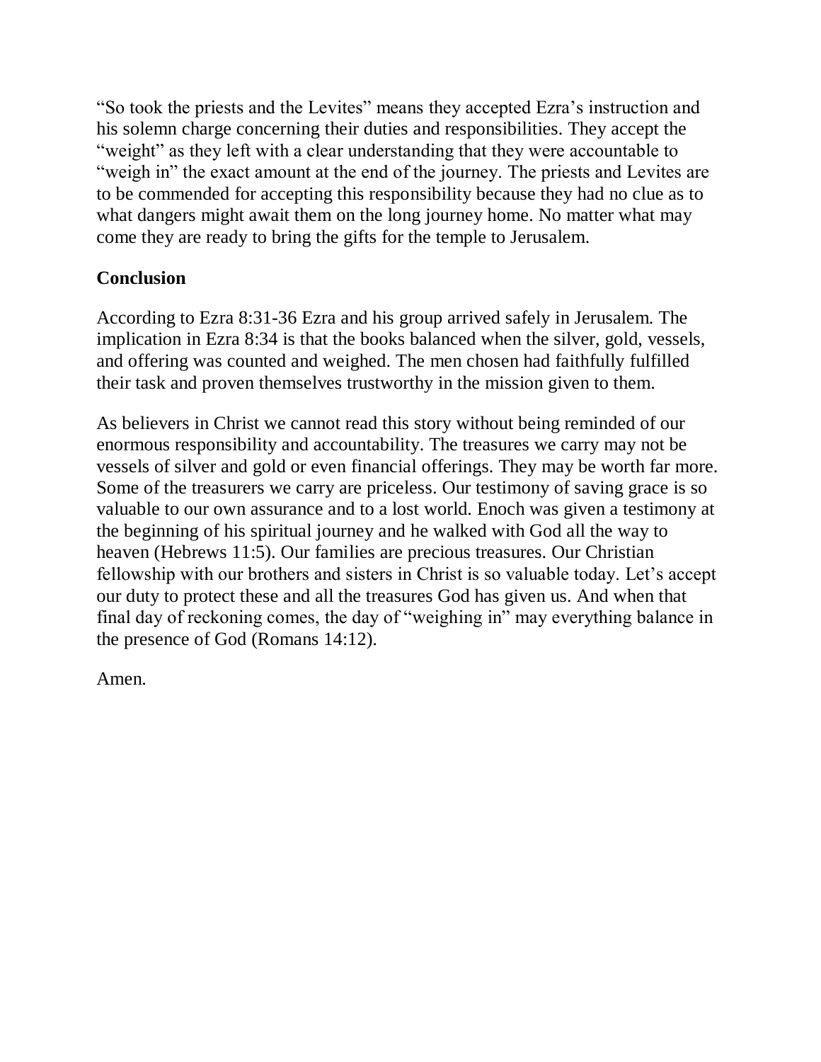"So took the priests and the Levites" means they accepted Ezra's instruction and his solemn charge concerning their duties and responsibilities. They accept the "weight" as they left with a clear understanding that they were accountable to "weigh in" the exact amount at the end of the journey. The priests and Levites are to be commended for accepting this responsibility because they had no clue as to what dangers might await them on the long journey home. No matter what may come they are ready to bring the gifts for the temple to Jerusalem.

**Conclusion**

According to Ezra 8:31-36 Ezra and his group arrived safely in Jerusalem. The implication in Ezra 8:34 is that the books balanced when the silver, gold, vessels, and offering was counted and weighed. The men chosen had faithfully fulfilled their task and proven themselves trustworthy in the mission given to them.

As believers in Christ we cannot read this story without being reminded of our enormous responsibility and accountability. The treasures we carry may not be vessels of silver and gold or even financial offerings. They may be worth far more. Some of the treasurers we carry are priceless. Our testimony of saving grace is so valuable to our own assurance and to a lost world. Enoch was given a testimony at the beginning of his spiritual journey and he walked with God all the way to heaven (Hebrews 11:5). Our families are precious treasures. Our Christian fellowship with our brothers and sisters in Christ is so valuable today. Let's accept our duty to protect these and all the treasures God has given us. And when that final day of reckoning comes, the day of "weighing in" may everything balance in the presence of God (Romans 14:12).

Amen.